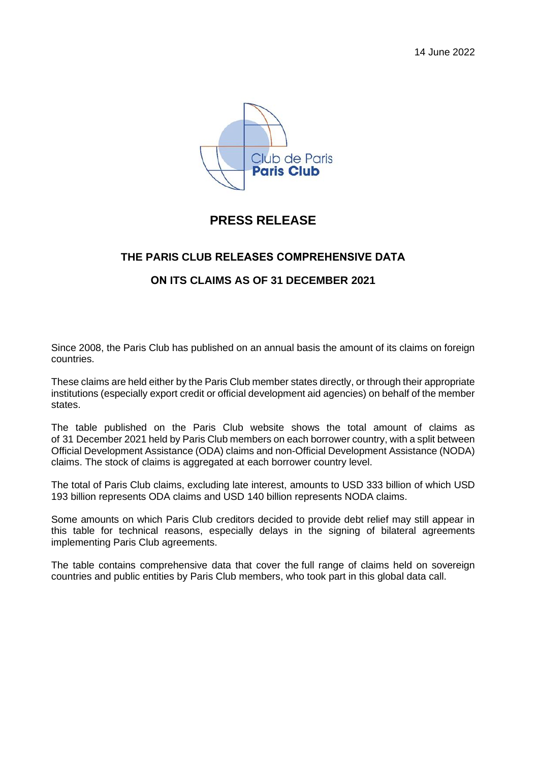14 June 2022

Club de Paris
**Paris Club**

# PRESS RELEASE

## THE PARIS CLUB RELEASES COMPREHENSIVE DATA

## ON ITS CLAIMS AS OF 31 DECEMBER 2021

Since 2008, the Paris Club has published on an annual basis the amount of its claims on foreign countries.

These claims are held either by the Paris Club member states directly, or through their appropriate institutions (especially export credit or official development aid agencies) on behalf of the member states.

The table published on the Paris Club website shows the total amount of claims as of 31 December 2021 held by Paris Club members on each borrower country, with a split between Official Development Assistance (ODA) claims and non-Official Development Assistance (NODA) claims. The stock of claims is aggregated at each borrower country level.

The total of Paris Club claims, excluding late interest, amounts to USD 333 billion of which USD 193 billion represents ODA claims and USD 140 billion represents NODA claims.

Some amounts on which Paris Club creditors decided to provide debt relief may still appear in this table for technical reasons, especially delays in the signing of bilateral agreements implementing Paris Club agreements.

The table contains comprehensive data that cover the full range of claims held on sovereign countries and public entities by Paris Club members, who took part in this global data call.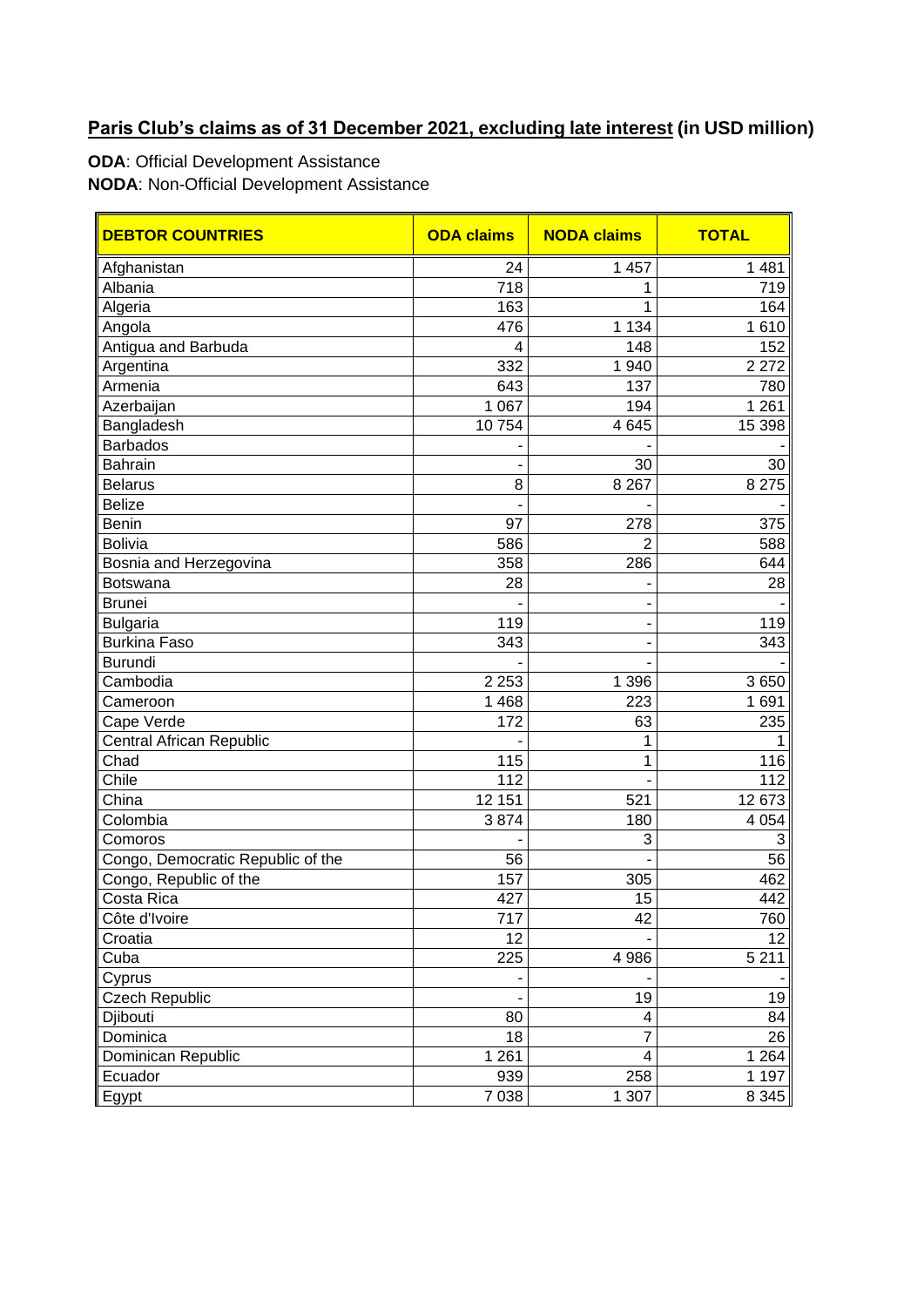**Paris Club's claims as of 31 December 2021, excluding late interest (in USD million)**

**ODA**: Official Development Assistance
**NODA**: Non-Official Development Assistance

| DEBTOR COUNTRIES | ODA claims | NODA claims | TOTAL |
|---|---|---|---|
| Afghanistan | 24 | 1 457 | 1 481 |
| Albania | 718 | 1 | 719 |
| Algeria | 163 | 1 | 164 |
| Angola | 476 | 1 134 | 1 610 |
| Antigua and Barbuda | 4 | 148 | 152 |
| Argentina | 332 | 1 940 | 2 272 |
| Armenia | 643 | 137 | 780 |
| Azerbaijan | 1 067 | 194 | 1 261 |
| Bangladesh | 10 754 | 4 645 | 15 398 |
| Barbados | - | - | - |
| Bahrain | - | 30 | 30 |
| Belarus | 8 | 8 267 | 8 275 |
| Belize | - | - | - |
| Benin | 97 | 278 | 375 |
| Bolivia | 586 | 2 | 588 |
| Bosnia and Herzegovina | 358 | 286 | 644 |
| Botswana | 28 | - | 28 |
| Brunei | - | - | - |
| Bulgaria | 119 | - | 119 |
| Burkina Faso | 343 | - | 343 |
| Burundi | - | - | - |
| Cambodia | 2 253 | 1 396 | 3 650 |
| Cameroon | 1 468 | 223 | 1 691 |
| Cape Verde | 172 | 63 | 235 |
| Central African Republic | - | 1 | 1 |
| Chad | 115 | 1 | 116 |
| Chile | 112 | - | 112 |
| China | 12 151 | 521 | 12 673 |
| Colombia | 3 874 | 180 | 4 054 |
| Comoros | - | 3 | 3 |
| Congo, Democratic Republic of the | 56 | - | 56 |
| Congo, Republic of the | 157 | 305 | 462 |
| Costa Rica | 427 | 15 | 442 |
| Côte d'Ivoire | 717 | 42 | 760 |
| Croatia | 12 | - | 12 |
| Cuba | 225 | 4 986 | 5 211 |
| Cyprus | - | - | - |
| Czech Republic | - | 19 | 19 |
| Djibouti | 80 | 4 | 84 |
| Dominica | 18 | 7 | 26 |
| Dominican Republic | 1 261 | 4 | 1 264 |
| Ecuador | 939 | 258 | 1 197 |
| Egypt | 7 038 | 1 307 | 8 345 |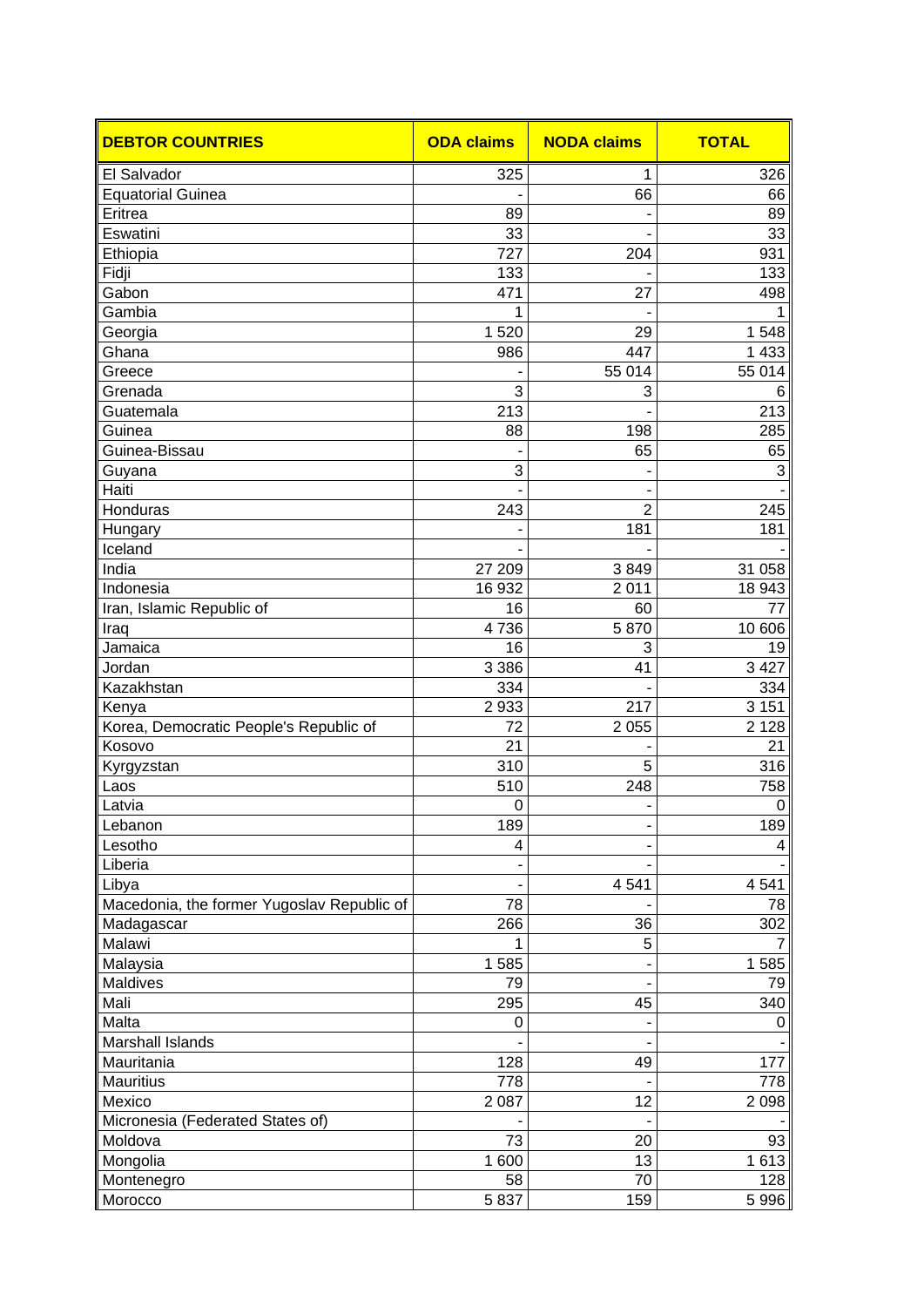| DEBTOR COUNTRIES | ODA claims | NODA claims | TOTAL |
|---|---|---|---|
| El Salvador | 325 | 1 | 326 |
| Equatorial Guinea | - | 66 | 66 |
| Eritrea | 89 | - | 89 |
| Eswatini | 33 | - | 33 |
| Ethiopia | 727 | 204 | 931 |
| Fidji | 133 | - | 133 |
| Gabon | 471 | 27 | 498 |
| Gambia | 1 | - | 1 |
| Georgia | 1 520 | 29 | 1 548 |
| Ghana | 986 | 447 | 1 433 |
| Greece | - | 55 014 | 55 014 |
| Grenada | 3 | 3 | 6 |
| Guatemala | 213 | - | 213 |
| Guinea | 88 | 198 | 285 |
| Guinea-Bissau | - | 65 | 65 |
| Guyana | 3 | - | 3 |
| Haiti | - | - | - |
| Honduras | 243 | 2 | 245 |
| Hungary | - | 181 | 181 |
| Iceland | - | - | - |
| India | 27 209 | 3 849 | 31 058 |
| Indonesia | 16 932 | 2 011 | 18 943 |
| Iran, Islamic Republic of | 16 | 60 | 77 |
| Iraq | 4 736 | 5 870 | 10 606 |
| Jamaica | 16 | 3 | 19 |
| Jordan | 3 386 | 41 | 3 427 |
| Kazakhstan | 334 | - | 334 |
| Kenya | 2 933 | 217 | 3 151 |
| Korea, Democratic People's Republic of | 72 | 2 055 | 2 128 |
| Kosovo | 21 | - | 21 |
| Kyrgyzstan | 310 | 5 | 316 |
| Laos | 510 | 248 | 758 |
| Latvia | 0 | - | 0 |
| Lebanon | 189 | - | 189 |
| Lesotho | 4 | - | 4 |
| Liberia | - | - | - |
| Libya | - | 4 541 | 4 541 |
| Macedonia, the former Yugoslav Republic of | 78 | - | 78 |
| Madagascar | 266 | 36 | 302 |
| Malawi | 1 | 5 | 7 |
| Malaysia | 1 585 | - | 1 585 |
| Maldives | 79 | - | 79 |
| Mali | 295 | 45 | 340 |
| Malta | 0 | - | 0 |
| Marshall Islands | - | - | - |
| Mauritania | 128 | 49 | 177 |
| Mauritius | 778 | - | 778 |
| Mexico | 2 087 | 12 | 2 098 |
| Micronesia (Federated States of) | - | - | - |
| Moldova | 73 | 20 | 93 |
| Mongolia | 1 600 | 13 | 1 613 |
| Montenegro | 58 | 70 | 128 |
| Morocco | 5 837 | 159 | 5 996 |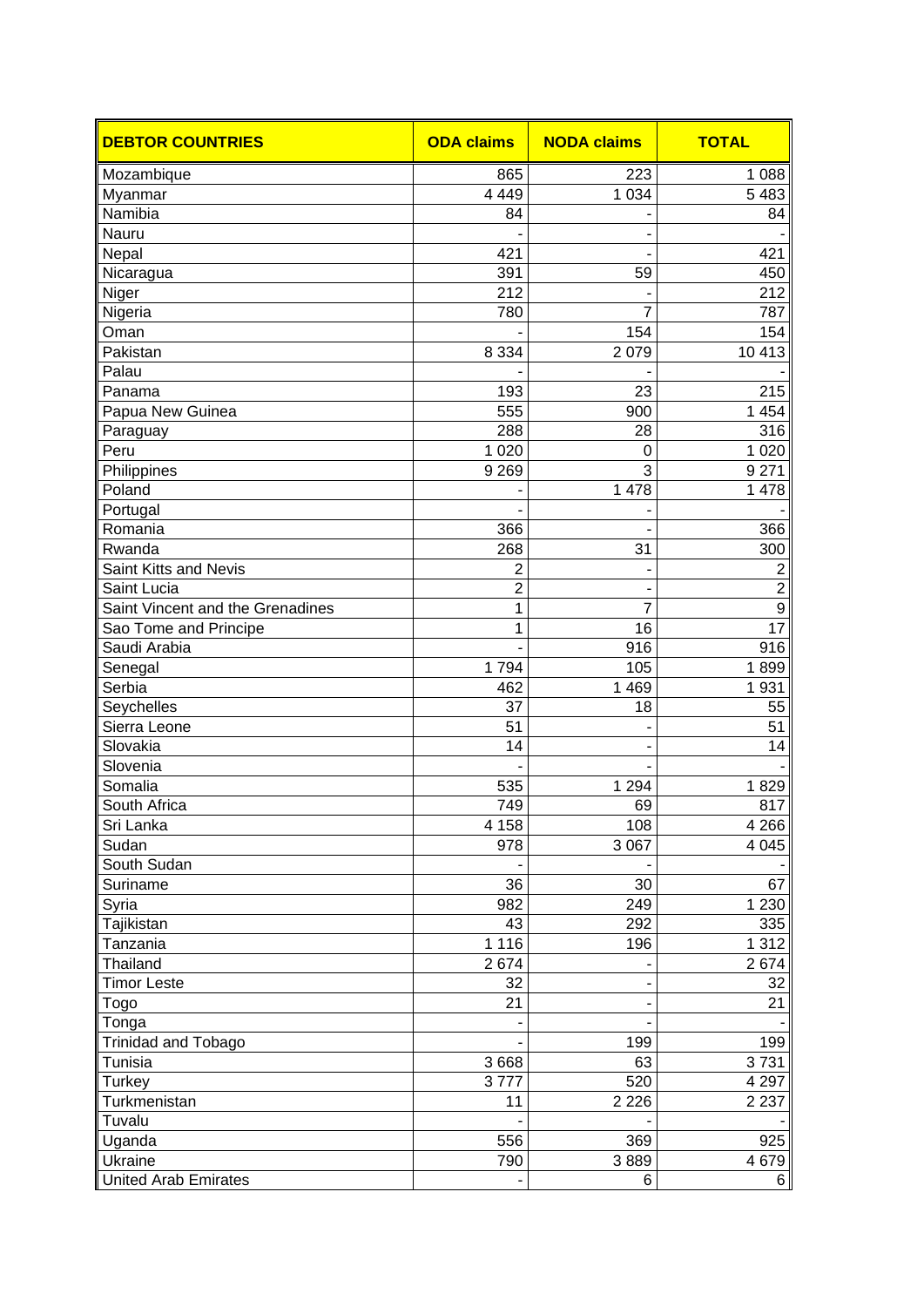| DEBTOR COUNTRIES | ODA claims | NODA claims | TOTAL |
|---|---|---|---|
| Mozambique | 865 | 223 | 1 088 |
| Myanmar | 4 449 | 1 034 | 5 483 |
| Namibia | 84 | - | 84 |
| Nauru | - | - | - |
| Nepal | 421 | - | 421 |
| Nicaragua | 391 | 59 | 450 |
| Niger | 212 | - | 212 |
| Nigeria | 780 | 7 | 787 |
| Oman | - | 154 | 154 |
| Pakistan | 8 334 | 2 079 | 10 413 |
| Palau | - | - | - |
| Panama | 193 | 23 | 215 |
| Papua New Guinea | 555 | 900 | 1 454 |
| Paraguay | 288 | 28 | 316 |
| Peru | 1 020 | 0 | 1 020 |
| Philippines | 9 269 | 3 | 9 271 |
| Poland | - | 1 478 | 1 478 |
| Portugal | - | - | - |
| Romania | 366 | - | 366 |
| Rwanda | 268 | 31 | 300 |
| Saint Kitts and Nevis | 2 | - | 2 |
| Saint Lucia | 2 | - | 2 |
| Saint Vincent and the Grenadines | 1 | 7 | 9 |
| Sao Tome and Principe | 1 | 16 | 17 |
| Saudi Arabia | - | 916 | 916 |
| Senegal | 1 794 | 105 | 1 899 |
| Serbia | 462 | 1 469 | 1 931 |
| Seychelles | 37 | 18 | 55 |
| Sierra Leone | 51 | - | 51 |
| Slovakia | 14 | - | 14 |
| Slovenia | - | - | - |
| Somalia | 535 | 1 294 | 1 829 |
| South Africa | 749 | 69 | 817 |
| Sri Lanka | 4 158 | 108 | 4 266 |
| Sudan | 978 | 3 067 | 4 045 |
| South Sudan | - | - | - |
| Suriname | 36 | 30 | 67 |
| Syria | 982 | 249 | 1 230 |
| Tajikistan | 43 | 292 | 335 |
| Tanzania | 1 116 | 196 | 1 312 |
| Thailand | 2 674 | - | 2 674 |
| Timor Leste | 32 | - | 32 |
| Togo | 21 | - | 21 |
| Tonga | - | - | - |
| Trinidad and Tobago | - | 199 | 199 |
| Tunisia | 3 668 | 63 | 3 731 |
| Turkey | 3 777 | 520 | 4 297 |
| Turkmenistan | 11 | 2 226 | 2 237 |
| Tuvalu | - | - | - |
| Uganda | 556 | 369 | 925 |
| Ukraine | 790 | 3 889 | 4 679 |
| United Arab Emirates | - | 6 | 6 |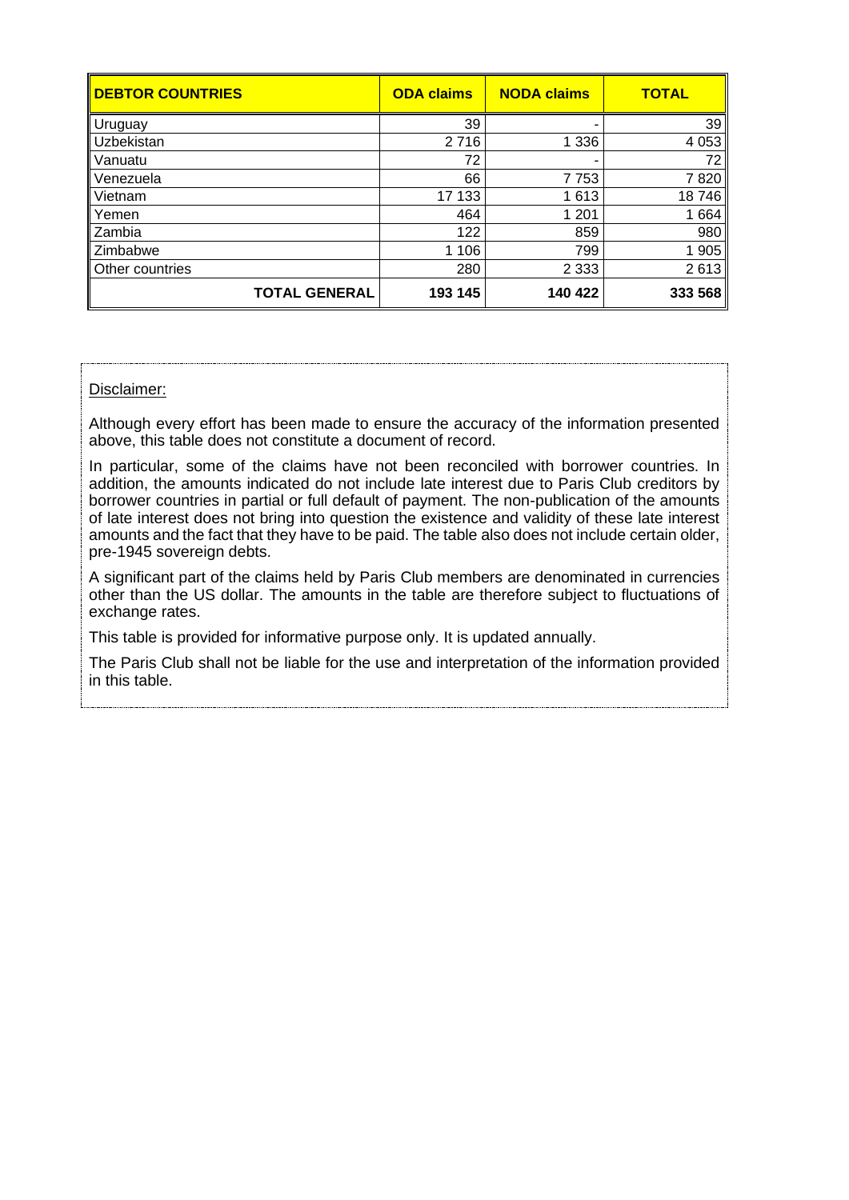| DEBTOR COUNTRIES | ODA claims | NODA claims | TOTAL |
|---|---|---|---|
| Uruguay | 39 | - | 39 |
| Uzbekistan | 2 716 | 1 336 | 4 053 |
| Vanuatu | 72 | - | 72 |
| Venezuela | 66 | 7 753 | 7 820 |
| Vietnam | 17 133 | 1 613 | 18 746 |
| Yemen | 464 | 1 201 | 1 664 |
| Zambia | 122 | 859 | 980 |
| Zimbabwe | 1 106 | 799 | 1 905 |
| Other countries | 280 | 2 333 | 2 613 |
| **TOTAL GENERAL** | **193 145** | **140 422** | **333 568** |

Disclaimer:

Although every effort has been made to ensure the accuracy of the information presented above, this table does not constitute a document of record.

In particular, some of the claims have not been reconciled with borrower countries. In addition, the amounts indicated do not include late interest due to Paris Club creditors by borrower countries in partial or full default of payment. The non-publication of the amounts of late interest does not bring into question the existence and validity of these late interest amounts and the fact that they have to be paid. The table also does not include certain older, pre-1945 sovereign debts.

A significant part of the claims held by Paris Club members are denominated in currencies other than the US dollar. The amounts in the table are therefore subject to fluctuations of exchange rates.

This table is provided for informative purpose only. It is updated annually.

The Paris Club shall not be liable for the use and interpretation of the information provided in this table.